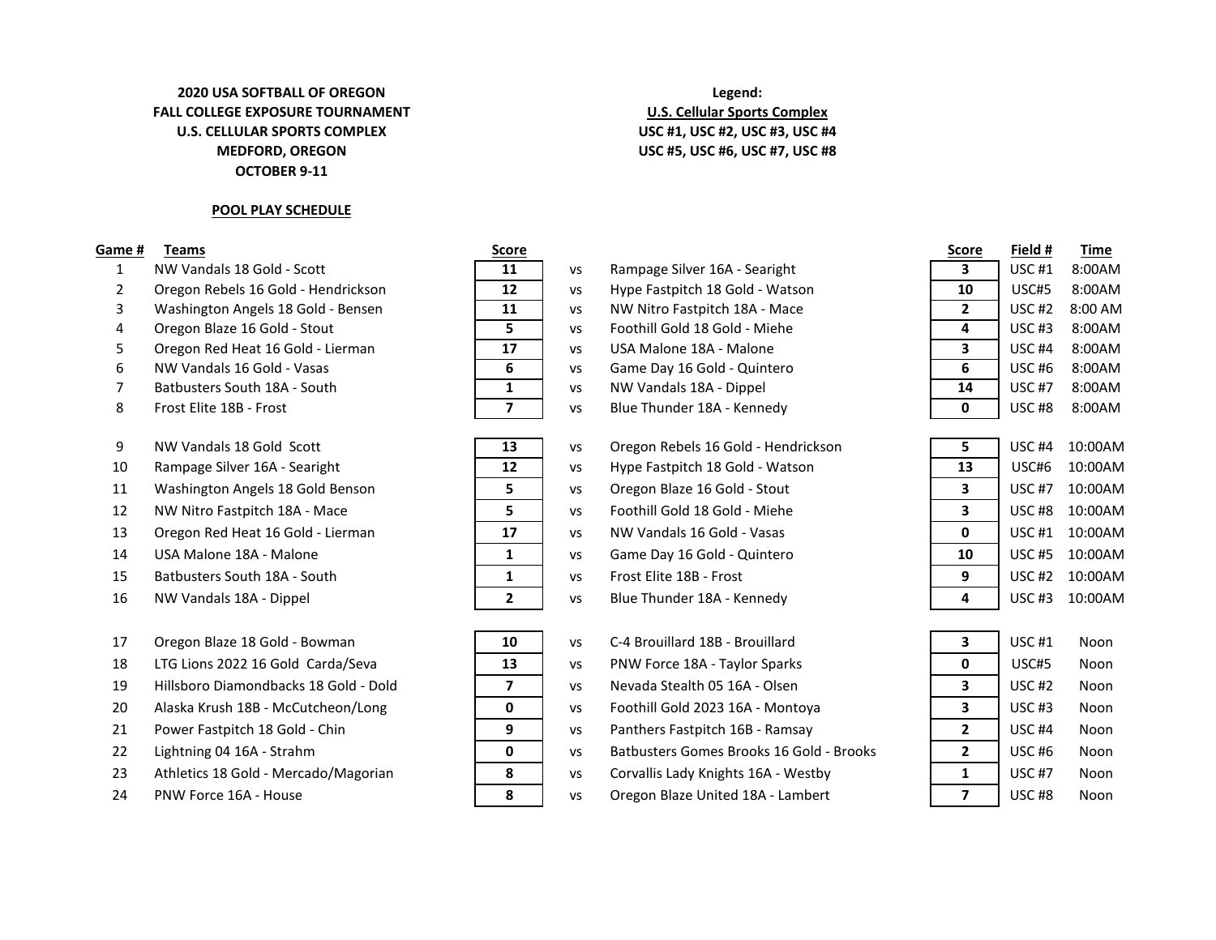**2020 USA SOFTBALL OF OREGON**
**FALL COLLEGE EXPOSURE TOURNAMENT**
**U.S. CELLULAR SPORTS COMPLEX**
**MEDFORD, OREGON**
**OCTOBER 9-11**

**Legend:**
**U.S. Cellular Sports Complex**
**USC #1, USC #2, USC #3, USC #4**
**USC #5, USC #6, USC #7, USC #8**

## POOL PLAY SCHEDULE

| Game # | Teams | Score | | | Score | Field # | Time |
|---|---|---|---|---|---|---|---|
| 1 | NW Vandals 18 Gold - Scott | 11 | vs | Rampage Silver 16A - Searight | 3 | USC #1 | 8:00AM |
| 2 | Oregon Rebels 16 Gold - Hendrickson | 12 | vs | Hype Fastpitch 18 Gold - Watson | 10 | USC#5 | 8:00AM |
| 3 | Washington Angels 18 Gold - Bensen | 11 | vs | NW Nitro Fastpitch 18A - Mace | 2 | USC #2 | 8:00 AM |
| 4 | Oregon Blaze 16 Gold - Stout | 5 | vs | Foothill Gold 18 Gold - Miehe | 4 | USC #3 | 8:00AM |
| 5 | Oregon Red Heat 16 Gold - Lierman | 17 | vs | USA Malone 18A - Malone | 3 | USC #4 | 8:00AM |
| 6 | NW Vandals 16 Gold - Vasas | 6 | vs | Game Day 16 Gold - Quintero | 6 | USC #6 | 8:00AM |
| 7 | Batbusters South 18A - South | 1 | vs | NW Vandals 18A - Dippel | 14 | USC #7 | 8:00AM |
| 8 | Frost Elite 18B - Frost | 7 | vs | Blue Thunder 18A - Kennedy | 0 | USC #8 | 8:00AM |
| 9 | NW Vandals 18 Gold Scott | 13 | vs | Oregon Rebels 16 Gold - Hendrickson | 5 | USC #4 | 10:00AM |
| 10 | Rampage Silver 16A - Searight | 12 | vs | Hype Fastpitch 18 Gold - Watson | 13 | USC#6 | 10:00AM |
| 11 | Washington Angels 18 Gold Benson | 5 | vs | Oregon Blaze 16 Gold - Stout | 3 | USC #7 | 10:00AM |
| 12 | NW Nitro Fastpitch 18A - Mace | 5 | vs | Foothill Gold 18 Gold - Miehe | 3 | USC #8 | 10:00AM |
| 13 | Oregon Red Heat 16 Gold - Lierman | 17 | vs | NW Vandals 16 Gold - Vasas | 0 | USC #1 | 10:00AM |
| 14 | USA Malone 18A - Malone | 1 | vs | Game Day 16 Gold - Quintero | 10 | USC #5 | 10:00AM |
| 15 | Batbusters South 18A - South | 1 | vs | Frost Elite 18B - Frost | 9 | USC #2 | 10:00AM |
| 16 | NW Vandals 18A - Dippel | 2 | vs | Blue Thunder 18A - Kennedy | 4 | USC #3 | 10:00AM |
| 17 | Oregon Blaze 18 Gold - Bowman | 10 | vs | C-4 Brouillard 18B - Brouillard | 3 | USC #1 | Noon |
| 18 | LTG Lions 2022 16 Gold Carda/Seva | 13 | vs | PNW Force 18A - Taylor Sparks | 0 | USC#5 | Noon |
| 19 | Hillsboro Diamondbacks 18 Gold - Dold | 7 | vs | Nevada Stealth 05 16A - Olsen | 3 | USC #2 | Noon |
| 20 | Alaska Krush 18B - McCutcheon/Long | 0 | vs | Foothill Gold 2023 16A - Montoya | 3 | USC #3 | Noon |
| 21 | Power Fastpitch 18 Gold - Chin | 9 | vs | Panthers Fastpitch 16B - Ramsay | 2 | USC #4 | Noon |
| 22 | Lightning 04 16A - Strahm | 0 | vs | Batbusters Gomes Brooks 16 Gold - Brooks | 2 | USC #6 | Noon |
| 23 | Athletics 18 Gold - Mercado/Magorian | 8 | vs | Corvallis Lady Knights 16A - Westby | 1 | USC #7 | Noon |
| 24 | PNW Force 16A - House | 8 | vs | Oregon Blaze United 18A - Lambert | 7 | USC #8 | Noon |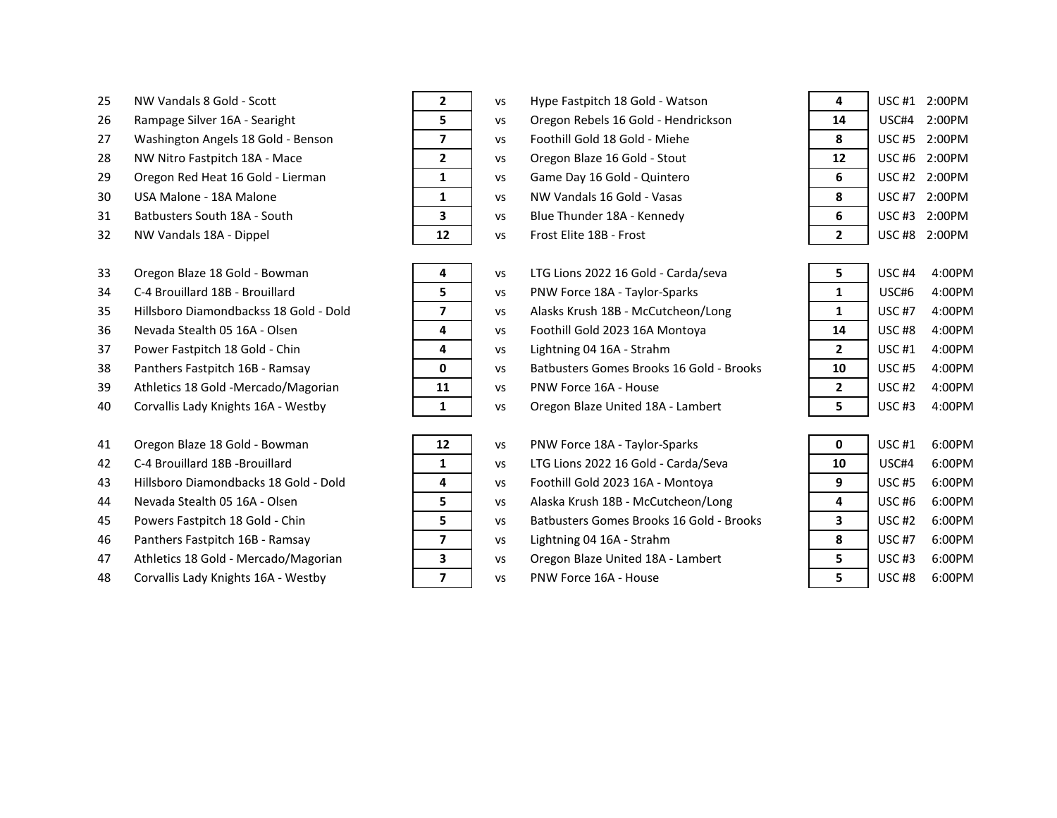| | | | | | | | |
|---|---|---|---|---|---|---|---|
| 25 | NW Vandals 8 Gold - Scott | 2 | vs | Hype Fastpitch 18 Gold - Watson | 4 | USC #1 | 2:00PM |
| 26 | Rampage Silver 16A - Searight | 5 | vs | Oregon Rebels 16 Gold - Hendrickson | 14 | USC#4 | 2:00PM |
| 27 | Washington Angels 18 Gold - Benson | 7 | vs | Foothill Gold 18 Gold - Miehe | 8 | USC #5 | 2:00PM |
| 28 | NW Nitro Fastpitch 18A - Mace | 2 | vs | Oregon Blaze 16 Gold - Stout | 12 | USC #6 | 2:00PM |
| 29 | Oregon Red Heat 16 Gold - Lierman | 1 | vs | Game Day 16 Gold - Quintero | 6 | USC #2 | 2:00PM |
| 30 | USA Malone - 18A Malone | 1 | vs | NW Vandals 16 Gold - Vasas | 8 | USC #7 | 2:00PM |
| 31 | Batbusters South 18A - South | 3 | vs | Blue Thunder 18A - Kennedy | 6 | USC #3 | 2:00PM |
| 32 | NW Vandals 18A - Dippel | 12 | vs | Frost Elite 18B - Frost | 2 | USC #8 | 2:00PM |
| 33 | Oregon Blaze 18 Gold - Bowman | 4 | vs | LTG Lions 2022 16 Gold - Carda/seva | 5 | USC #4 | 4:00PM |
| 34 | C-4 Brouillard 18B - Brouillard | 5 | vs | PNW Force 18A - Taylor-Sparks | 1 | USC#6 | 4:00PM |
| 35 | Hillsboro Diamondbackss 18 Gold - Dold | 7 | vs | Alasks Krush 18B - McCutcheon/Long | 1 | USC #7 | 4:00PM |
| 36 | Nevada Stealth 05 16A - Olsen | 4 | vs | Foothill Gold 2023 16A Montoya | 14 | USC #8 | 4:00PM |
| 37 | Power Fastpitch 18 Gold - Chin | 4 | vs | Lightning 04 16A - Strahm | 2 | USC #1 | 4:00PM |
| 38 | Panthers Fastpitch 16B - Ramsay | 0 | vs | Batbusters Gomes Brooks 16 Gold - Brooks | 10 | USC #5 | 4:00PM |
| 39 | Athletics 18 Gold -Mercado/Magorian | 11 | vs | PNW Force 16A - House | 2 | USC #2 | 4:00PM |
| 40 | Corvallis Lady Knights 16A - Westby | 1 | vs | Oregon Blaze United 18A - Lambert | 5 | USC #3 | 4:00PM |
| 41 | Oregon Blaze 18 Gold - Bowman | 12 | vs | PNW Force 18A - Taylor-Sparks | 0 | USC #1 | 6:00PM |
| 42 | C-4 Brouillard 18B -Brouillard | 1 | vs | LTG Lions 2022 16 Gold - Carda/Seva | 10 | USC#4 | 6:00PM |
| 43 | Hillsboro Diamondbacks 18 Gold - Dold | 4 | vs | Foothill Gold 2023 16A - Montoya | 9 | USC #5 | 6:00PM |
| 44 | Nevada Stealth 05 16A - Olsen | 5 | vs | Alaska Krush 18B - McCutcheon/Long | 4 | USC #6 | 6:00PM |
| 45 | Powers Fastpitch 18 Gold - Chin | 5 | vs | Batbusters Gomes Brooks 16 Gold - Brooks | 3 | USC #2 | 6:00PM |
| 46 | Panthers Fastpitch 16B - Ramsay | 7 | vs | Lightning 04 16A - Strahm | 8 | USC #7 | 6:00PM |
| 47 | Athletics 18 Gold - Mercado/Magorian | 3 | vs | Oregon Blaze United 18A - Lambert | 5 | USC #3 | 6:00PM |
| 48 | Corvallis Lady Knights 16A - Westby | 7 | vs | PNW Force 16A - House | 5 | USC #8 | 6:00PM |